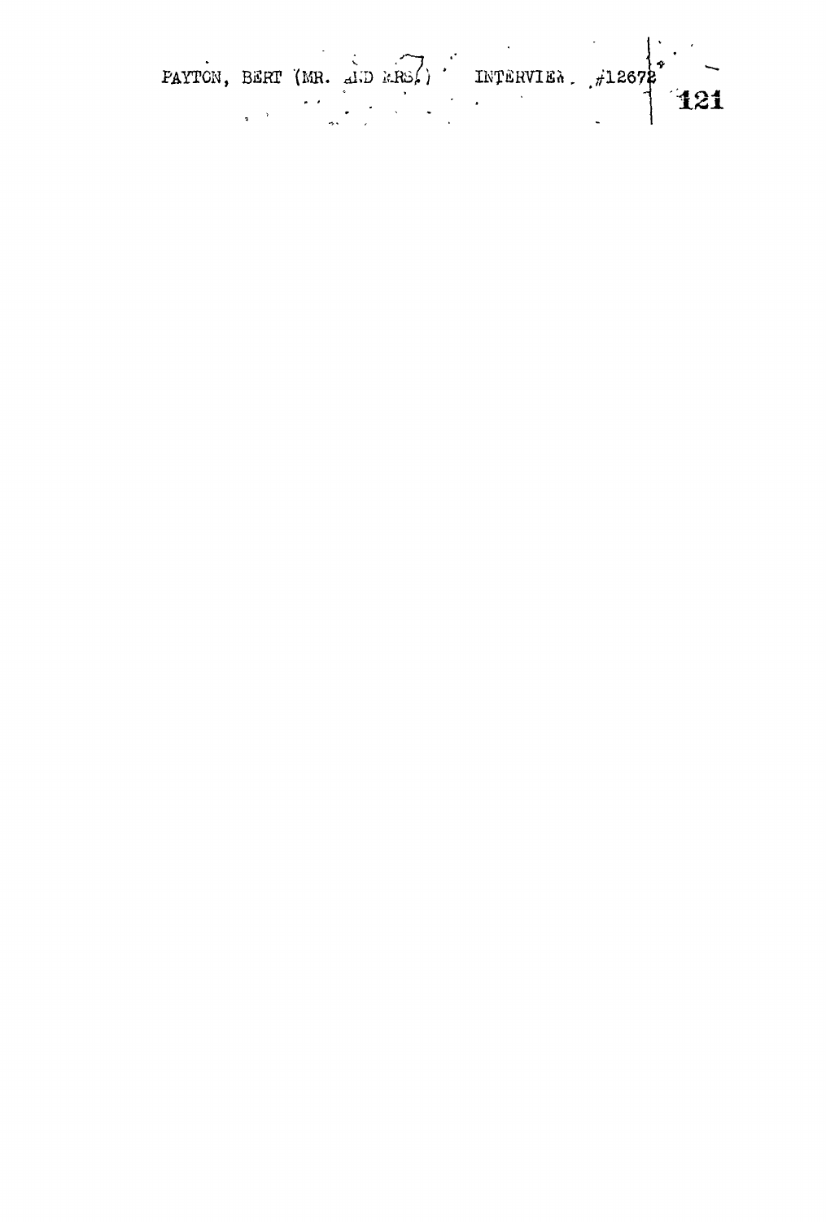PAYTON, BERT (MR. AND MRS.) INTERVIEW #12672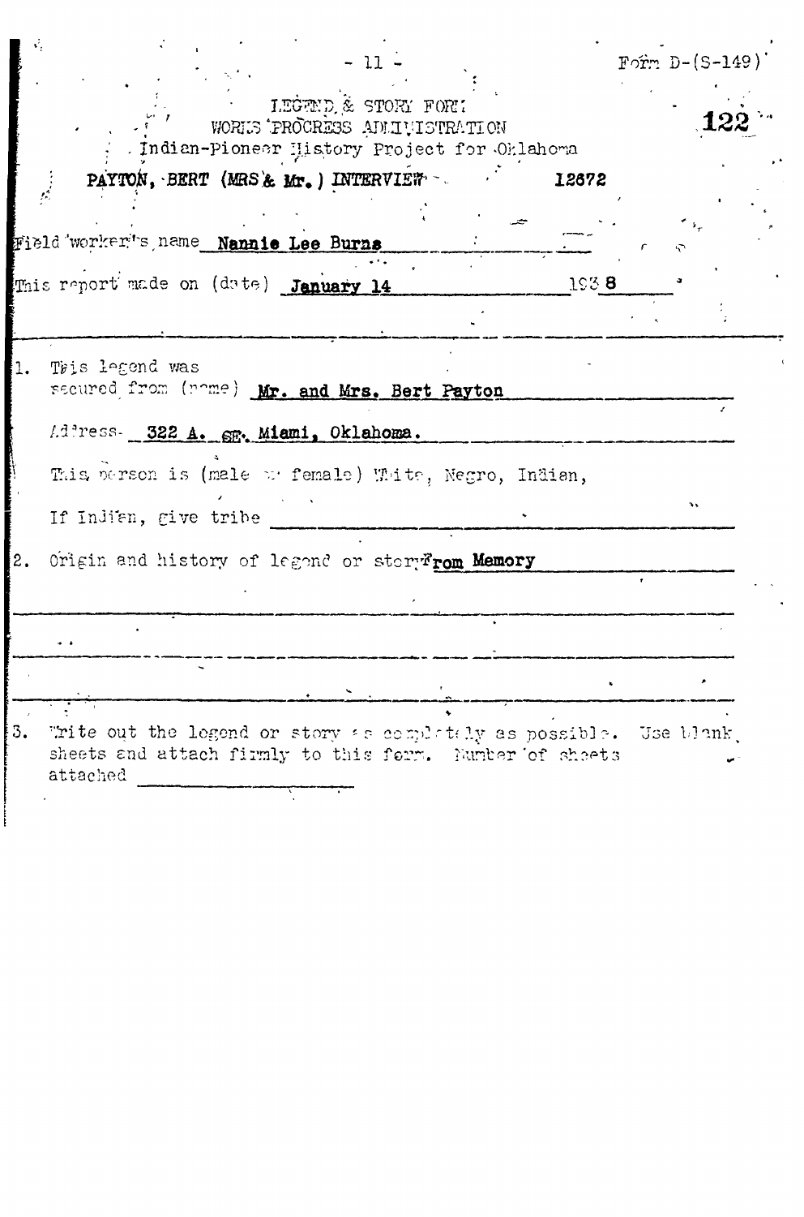Form D-(S-149)

122

LEGEND & STORY FORM
WORKS PROGRESS ADMINISTRATION
Indian-Pioneer History Project for Oklahoma

PAYTON, BERT (MRS & Mr.) INTERVIEW 12672

Field worker's name **Nannie Lee Burns**

This report made on (date) **January 14** 193**8**

1. This legend was secured from (name) **Mr. and Mrs. Bert Payton**

   Address **322 A. SE. Miami, Oklahoma.**

   This person is (male or female) White, Negro, Indian,

   If Indian, give tribe

2. Origin and history of legend or story **From Memory**

3. Write out the legend or story as completely as possible. Use blank sheets and attach firmly to this form. Number of sheets attached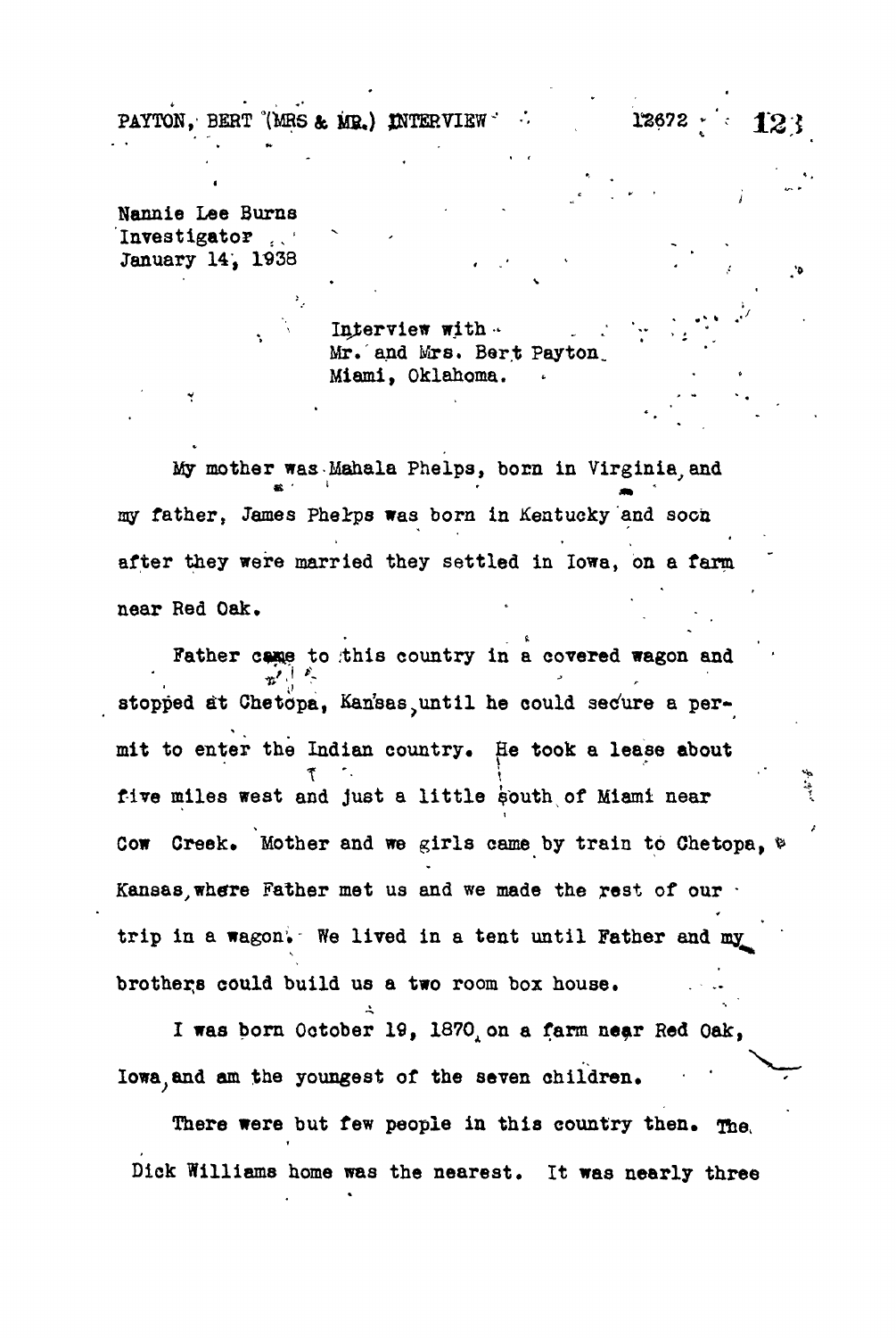PAYTON, BERT (MRS & MR.) INTERVIEW 12672

Nannie Lee Burns
Investigator
January 14, 1938

Interview with
Mr. and Mrs. Bert Payton
Miami, Oklahoma.

My mother was Mahala Phelps, born in Virginia, and my father, James Phelps was born in Kentucky and soon after they were married they settled in Iowa, on a farm near Red Oak.

Father came to this country in a covered wagon and stopped at Chetopa, Kansas, until he could secure a permit to enter the Indian country. He took a lease about five miles west and just a little south of Miami near Cow Creek. Mother and we girls came by train to Chetopa, Kansas, where Father met us and we made the rest of our trip in a wagon. We lived in a tent until Father and my brothers could build us a two room box house.

I was born October 19, 1870, on a farm near Red Oak, Iowa, and am the youngest of the seven children.

There were but few people in this country then. The Dick Williams home was the nearest. It was nearly three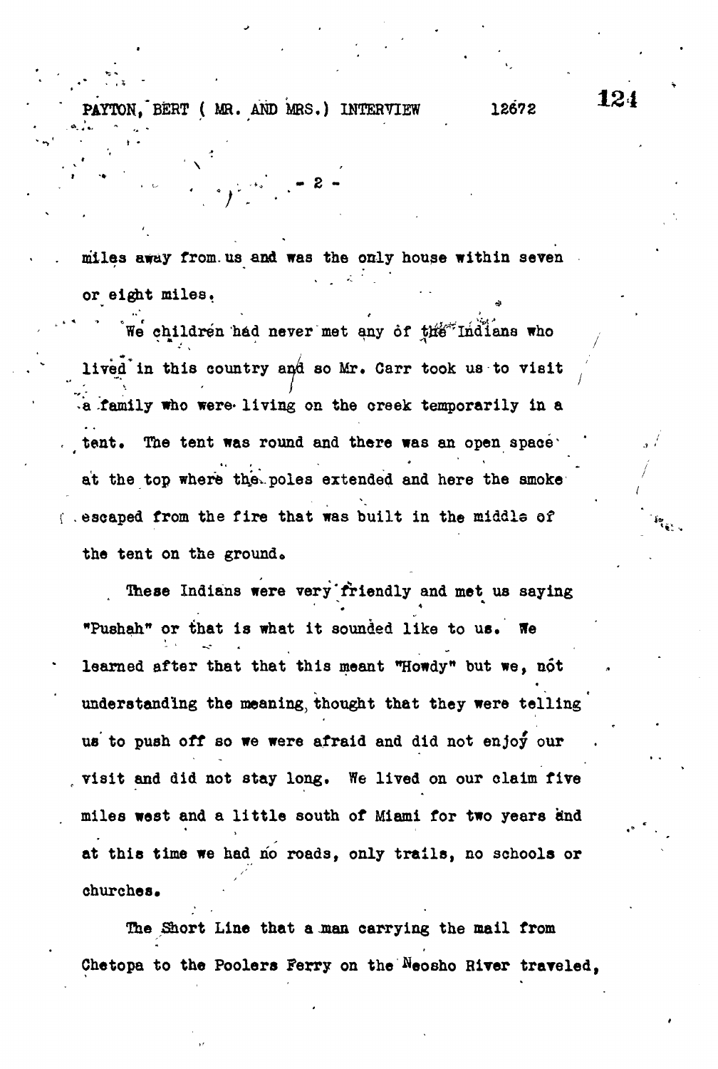miles away from us and was the only house within seven or eight miles.

We children had never met any of the Indians who lived in this country and so Mr. Carr took us to visit a family who were living on the creek temporarily in a tent. The tent was round and there was an open space at the top where the poles extended and here the smoke escaped from the fire that was built in the middle of the tent on the ground.

These Indians were very friendly and met us saying "Pushah" or that is what it sounded like to us. We learned after that that this meant "Howdy" but we, not understanding the meaning, thought that they were telling us to push off so we were afraid and did not enjoy our visit and did not stay long. We lived on our claim five miles west and a little south of Miami for two years and at this time we had no roads, only trails, no schools or churches.

The Short Line that a man carrying the mail from Chetopa to the Poolers Ferry on the Neosho River traveled,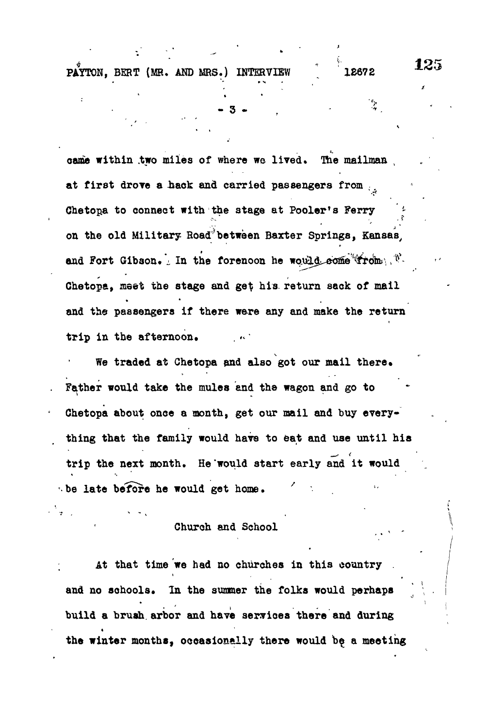came within two miles of where we lived. The mailman at first drove a hack and carried passengers from Chetopa to connect with the stage at Pooler's Ferry on the old Military Road between Baxter Springs, Kansas, and Fort Gibson. In the forenoon he would come from Chetopa, meet the stage and get his return sack of mail and the passengers if there were any and make the return trip in the afternoon.

We traded at Chetopa and also got our mail there. Father would take the mules and the wagon and go to Chetopa about once a month, get our mail and buy everything that the family would have to eat and use until his trip the next month. He would start early and it would be late before he would get home.

## Church and School

At that time we had no churches in this country and no schools. In the summer the folks would perhaps build a brush arbor and have services there and during the winter months, occasionally there would be a meeting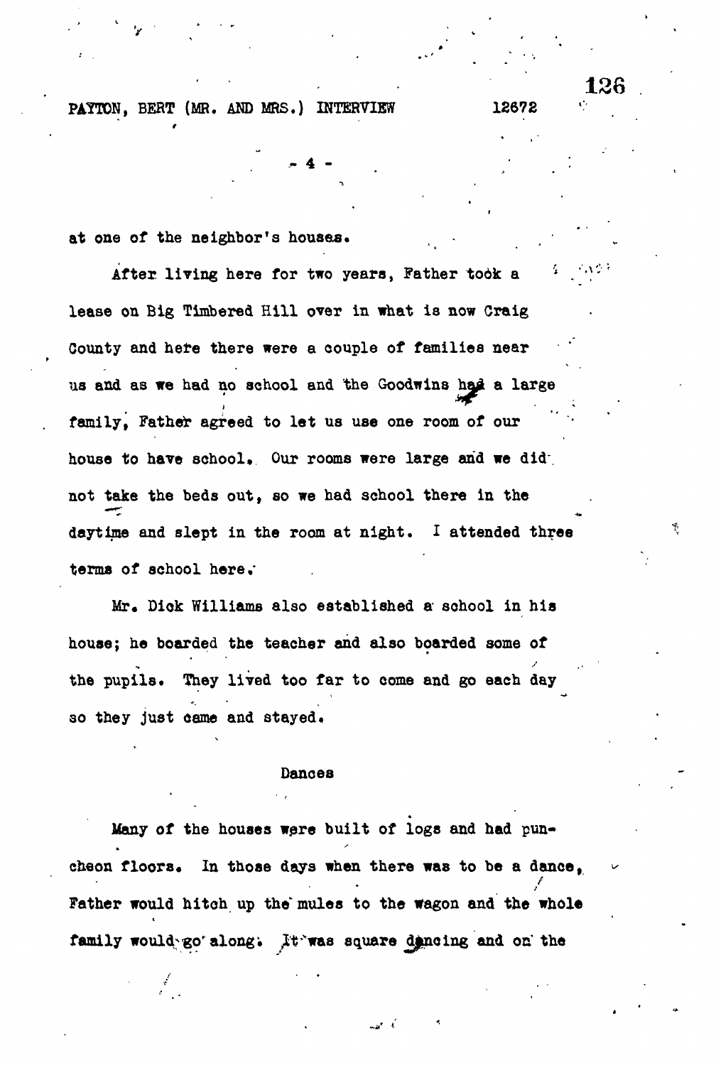at one of the neighbor's houses.

After living here for two years, Father took a lease on Big Timbered Hill over in what is now Craig County and here there were a couple of families near us and as we had no school and the Goodwins had a large family, Father agreed to let us use one room of our house to have school. Our rooms were large and we did not take the beds out, so we had school there in the daytime and slept in the room at night. I attended three terms of school here.

Mr. Dick Williams also established a school in his house; he boarded the teacher and also boarded some of the pupils. They lived too far to come and go each day so they just came and stayed.

## Dances

Many of the houses were built of logs and had puncheon floors. In those days when there was to be a dance, Father would hitch up the mules to the wagon and the whole family would go along. It was square dancing and on the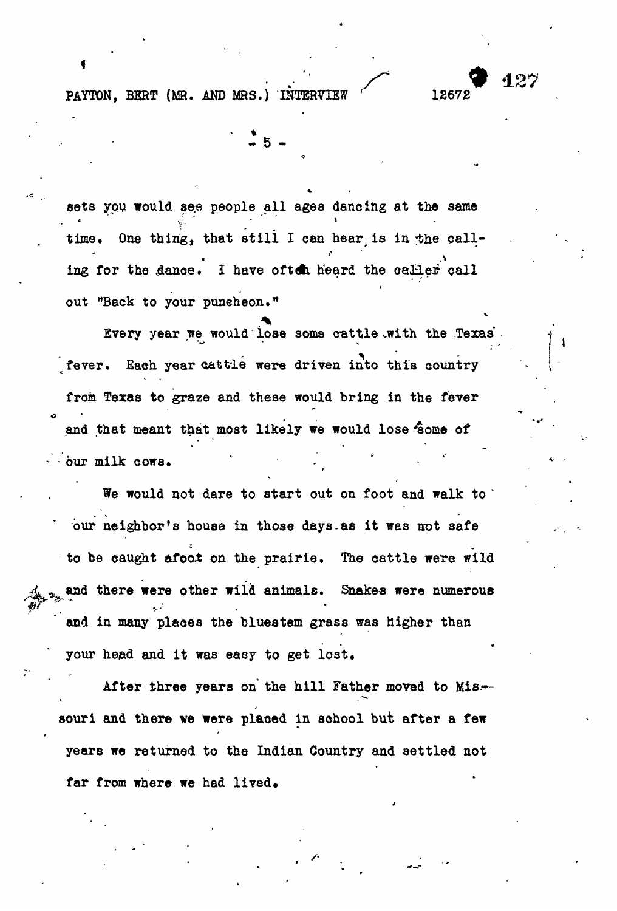sets you would see people all ages dancing at the same time. One thing, that still I can hear is in the calling for the dance. I have often heard the caller call out "Back to your puncheon."

Every year we would lose some cattle with the Texas fever. Each year cattle were driven into this country from Texas to graze and these would bring in the fever and that meant that most likely we would lose some of our milk cows.

We would not dare to start out on foot and walk to our neighbor's house in those days as it was not safe to be caught afoot on the prairie. The cattle were wild and there were other wild animals. Snakes were numerous and in many places the bluestem grass was higher than your head and it was easy to get lost.

After three years on the hill Father moved to Missouri and there we were placed in school but after a few years we returned to the Indian Country and settled not far from where we had lived.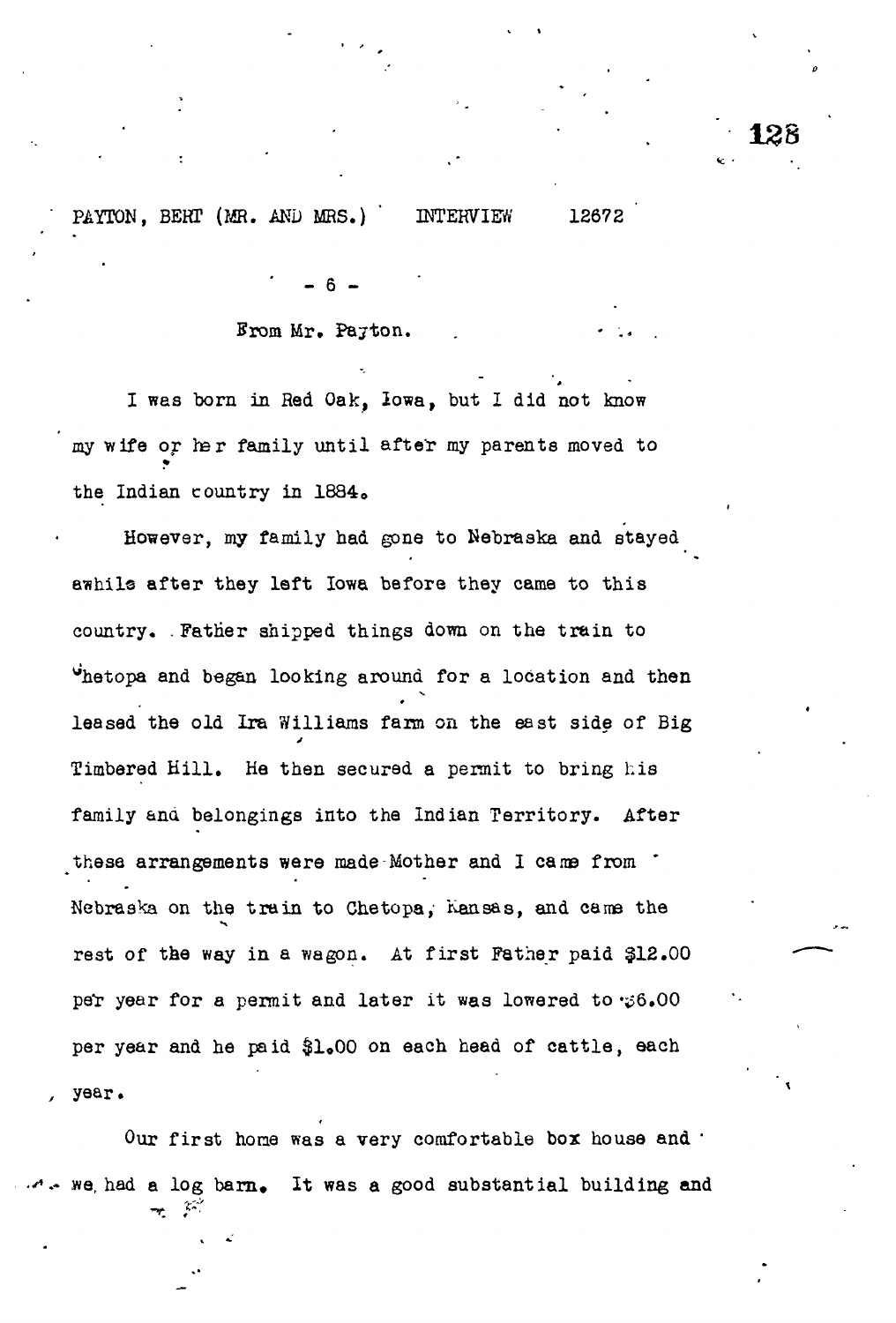From Mr. Payton.

I was born in Red Oak, Iowa, but I did not know my wife or her family until after my parents moved to the Indian country in 1884.

However, my family had gone to Nebraska and stayed awhile after they left Iowa before they came to this country. Father shipped things down on the train to Chetopa and began looking around for a location and then leased the old Ira Williams farm on the east side of Big Timbered Hill. He then secured a permit to bring his family and belongings into the Indian Territory. After these arrangements were made Mother and I came from Nebraska on the train to Chetopa, Kansas, and came the rest of the way in a wagon. At first Father paid $12.00 per year for a permit and later it was lowered to $6.00 per year and he paid $1.00 on each head of cattle, each year.

Our first home was a very comfortable box house and we had a log barn. It was a good substantial building and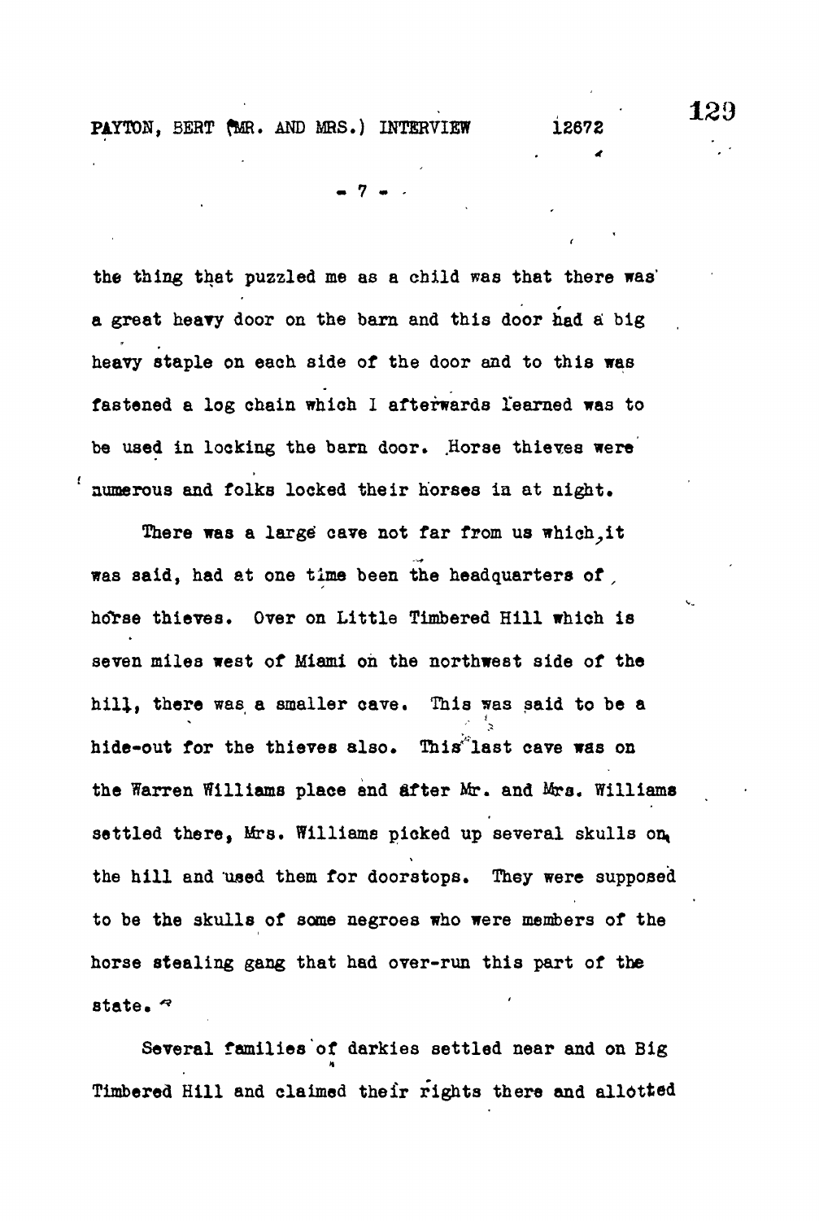the thing that puzzled me as a child was that there was a great heavy door on the barn and this door had a big heavy staple on each side of the door and to this was fastened a log chain which I afterwards learned was to be used in locking the barn door. Horse thieves were numerous and folks locked their horses in at night.

There was a large cave not far from us which, it was said, had at one time been the headquarters of horse thieves. Over on Little Timbered Hill which is seven miles west of Miami on the northwest side of the hill, there was a smaller cave. This was said to be a hide-out for the thieves also. This last cave was on the Warren Williams place and after Mr. and Mrs. Williams settled there, Mrs. Williams picked up several skulls on the hill and used them for doorstops. They were supposed to be the skulls of some negroes who were members of the horse stealing gang that had over-run this part of the state.

Several families of darkies settled near and on Big Timbered Hill and claimed their rights there and allotted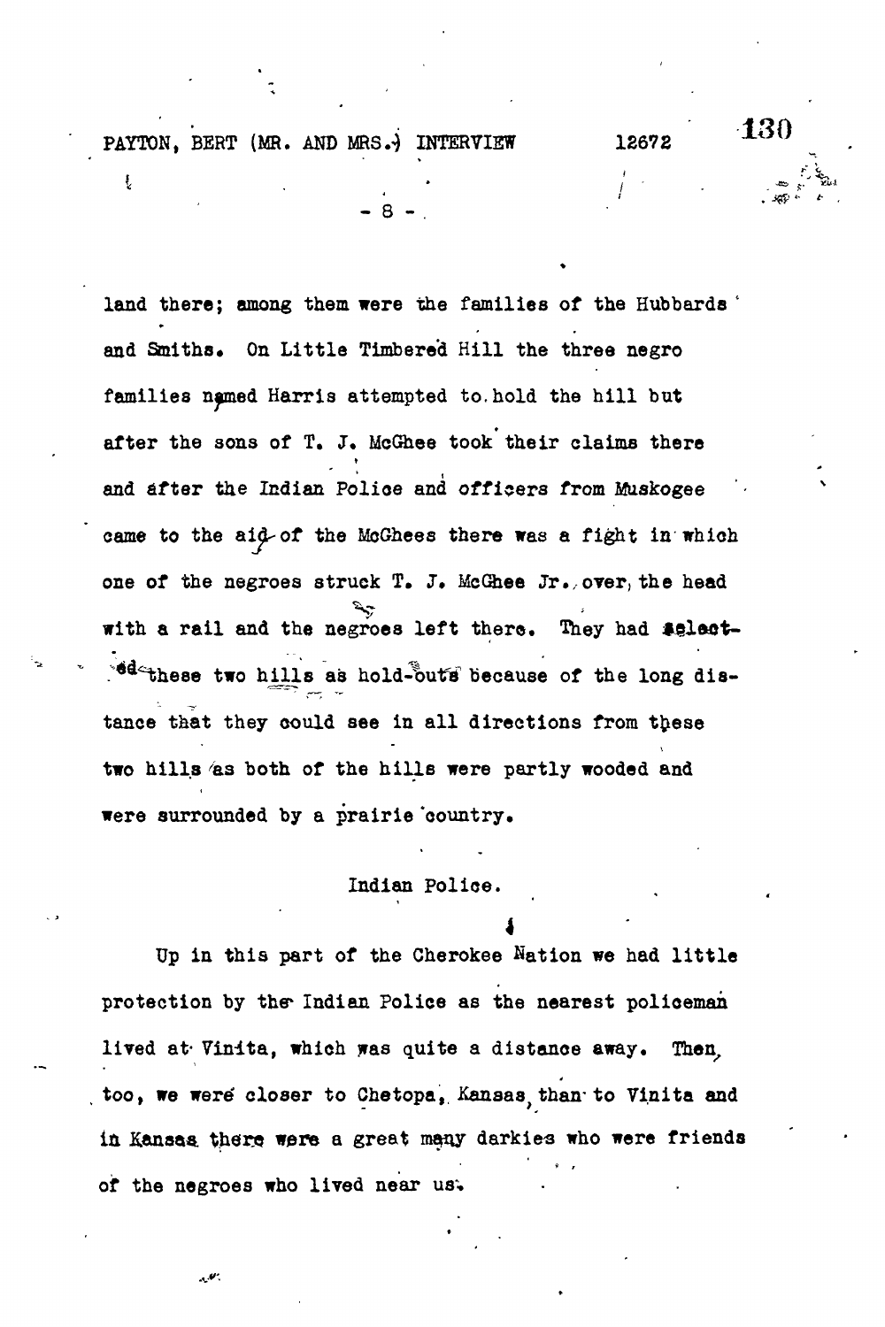land there; among them were the families of the Hubbards and Smiths. On Little Timbered Hill the three negro families named Harris attempted to hold the hill but after the sons of T. J. McGhee took their claims there and after the Indian Police and officers from Muskogee came to the aid of the McGhees there was a fight in which one of the negroes struck T. J. McGhee Jr., over the head with a rail and the negroes left there. They had selected these two hills as hold-outs because of the long distance that they could see in all directions from these two hills as both of the hills were partly wooded and were surrounded by a prairie country.

## Indian Police.

Up in this part of the Cherokee Nation we had little protection by the Indian Police as the nearest policeman lived at Vinita, which was quite a distance away. Then, too, we were closer to Chetopa, Kansas, than to Vinita and in Kansas there were a great many darkies who were friends of the negroes who lived near us.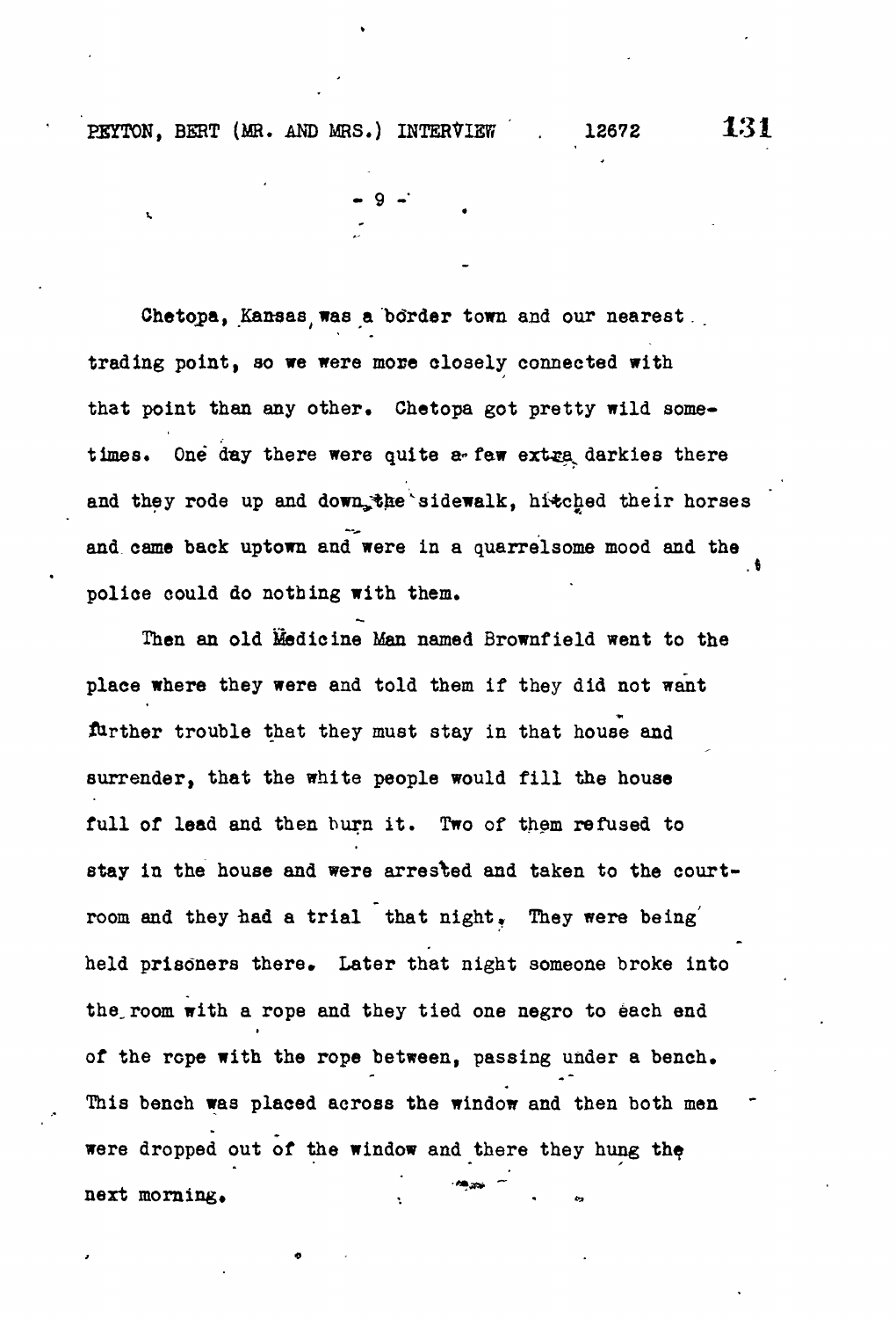Chetopa, Kansas, was a border town and our nearest trading point, so we were more closely connected with that point than any other. Chetopa got pretty wild sometimes. One day there were quite a few extra darkies there and they rode up and down the sidewalk, hitched their horses and came back uptown and were in a quarrelsome mood and the police could do nothing with them.

Then an old Medicine Man named Brownfield went to the place where they were and told them if they did not want further trouble that they must stay in that house and surrender, that the white people would fill the house full of lead and then burn it. Two of them refused to stay in the house and were arrested and taken to the courtroom and they had a trial that night. They were being held prisoners there. Later that night someone broke into the room with a rope and they tied one negro to each end of the rope with the rope between, passing under a bench. This bench was placed across the window and then both men were dropped out of the window and there they hung the next morning.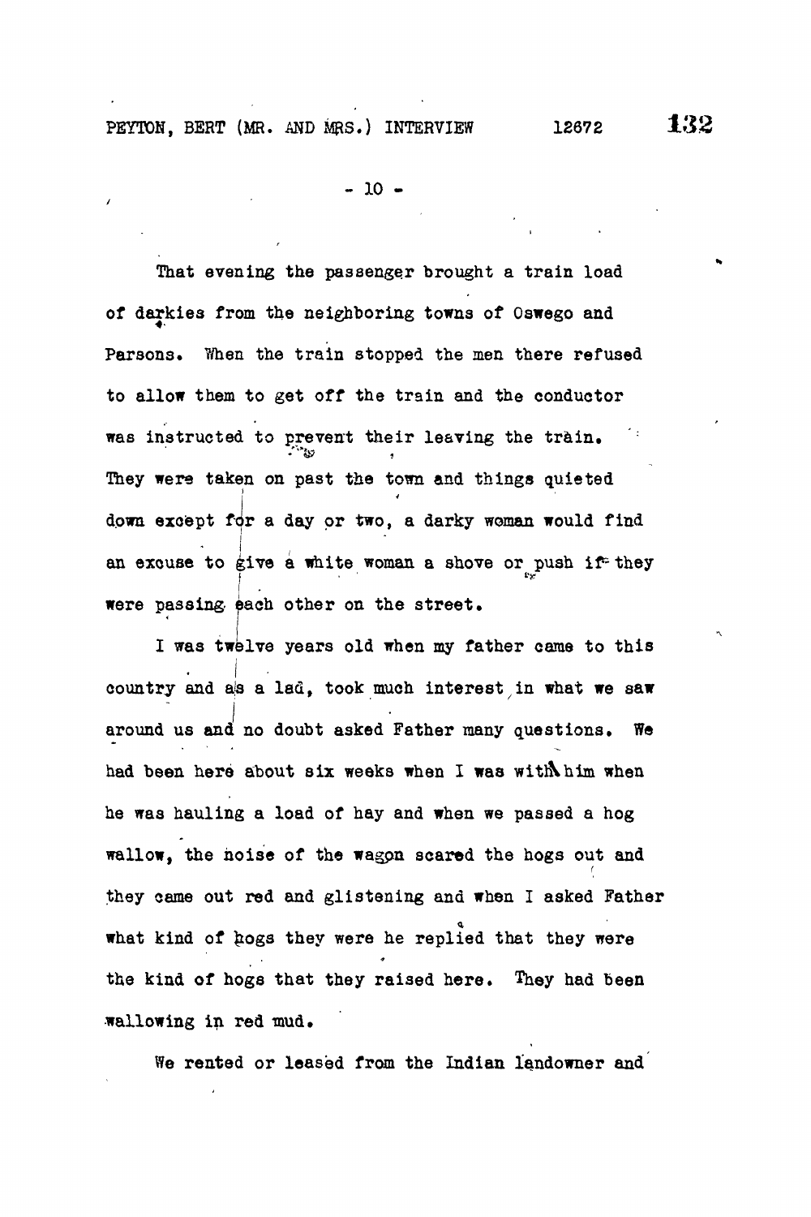That evening the passenger brought a train load of darkies from the neighboring towns of Oswego and Parsons. When the train stopped the men there refused to allow them to get off the train and the conductor was instructed to prevent their leaving the train. They were taken on past the town and things quieted down except for a day or two, a darky woman would find an excuse to give a white woman a shove or push if they were passing each other on the street.

I was twelve years old when my father came to this country and as a lad, took much interest in what we saw around us and no doubt asked Father many questions. We had been here about six weeks when I was with him when he was hauling a load of hay and when we passed a hog wallow, the noise of the wagon scared the hogs out and they came out red and glistening and when I asked Father what kind of hogs they were he replied that they were the kind of hogs that they raised here. They had been wallowing in red mud.

We rented or leased from the Indian landowner and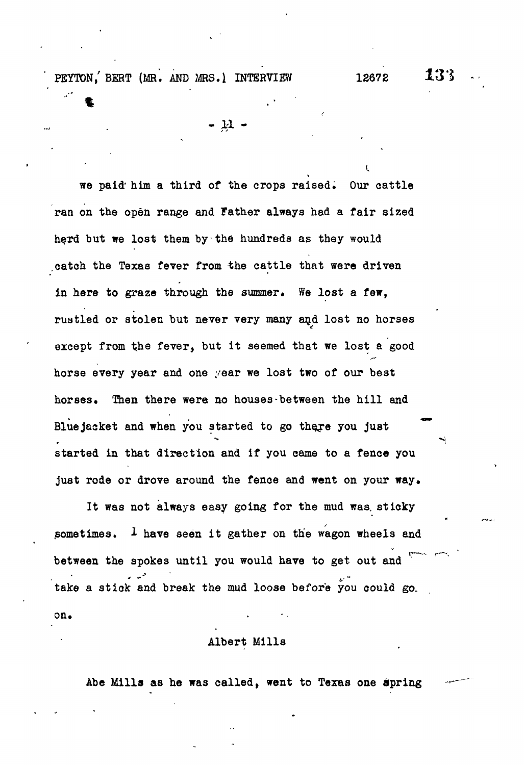we paid him a third of the crops raised. Our cattle ran on the open range and Father always had a fair sized herd but we lost them by the hundreds as they would catch the Texas fever from the cattle that were driven in here to graze through the summer. We lost a few, rustled or stolen but never very many and lost no horses except from the fever, but it seemed that we lost a good horse every year and one year we lost two of our best horses. Then there were no houses between the hill and Bluejacket and when you started to go there you just started in that direction and if you came to a fence you just rode or drove around the fence and went on your way.

It was not always easy going for the mud was sticky sometimes. I have seen it gather on the wagon wheels and between the spokes until you would have to get out and take a stick and break the mud loose before you could go on.

Albert Mills

Abe Mills as he was called, went to Texas one spring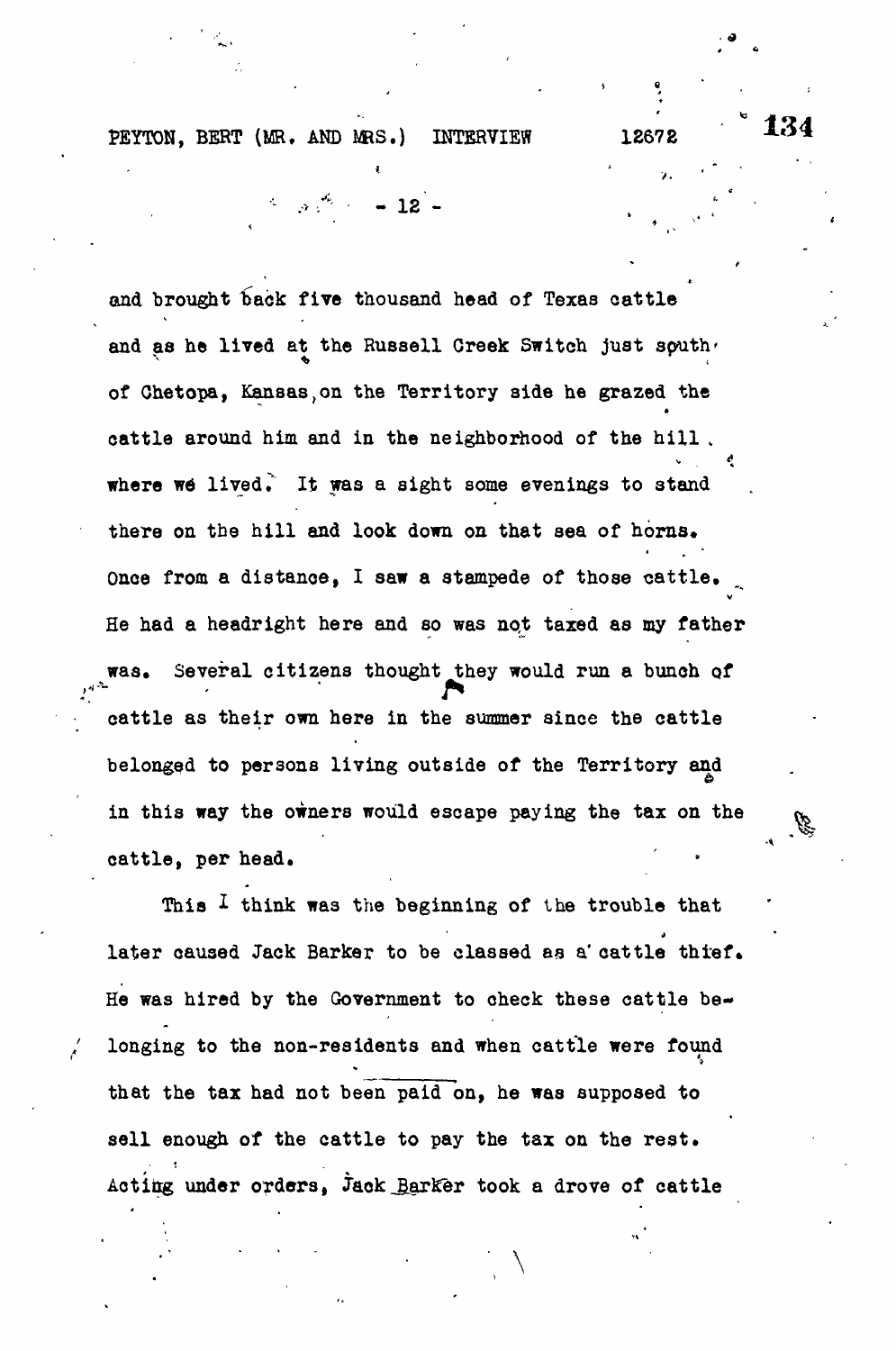and brought back five thousand head of Texas cattle and as he lived at the Russell Creek Switch just south of Chetopa, Kansas, on the Territory side he grazed the cattle around him and in the neighborhood of the hill where we lived. It was a sight some evenings to stand there on the hill and look down on that sea of horns. Once from a distance, I saw a stampede of those cattle. He had a headright here and so was not taxed as my father was. Several citizens thought they would run a bunch of cattle as their own here in the summer since the cattle belonged to persons living outside of the Territory and in this way the owners would escape paying the tax on the cattle, per head.

This I think was the beginning of the trouble that later caused Jack Barker to be classed as a cattle thief. He was hired by the Government to check these cattle belonging to the non-residents and when cattle were found that the tax had not been paid on, he was supposed to sell enough of the cattle to pay the tax on the rest. Acting under orders, Jack Barker took a drove of cattle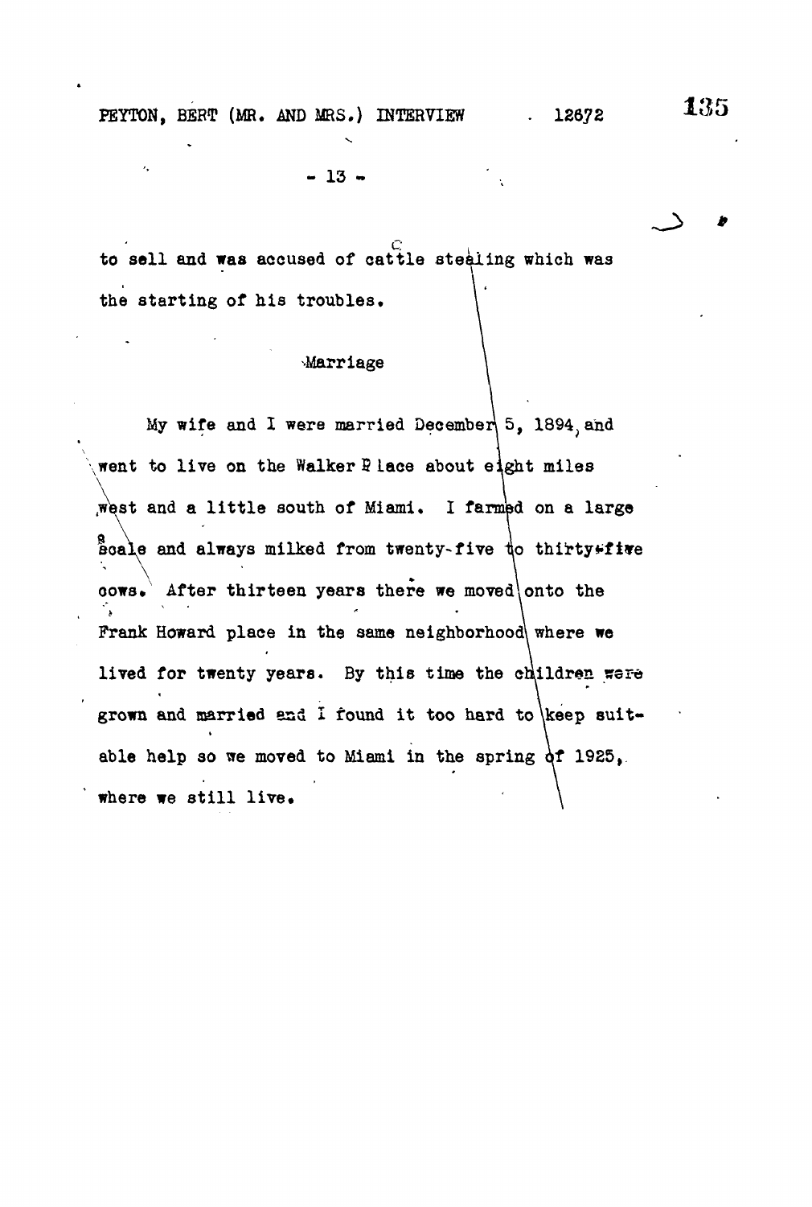to sell and was accused of cattle stealing which was the starting of his troubles.

## Marriage

My wife and I were married December 5, 1894, and went to live on the Walker Place about eight miles west and a little south of Miami. I farmed on a large scale and always milked from twenty-five to thirty-five cows. After thirteen years there we moved onto the Frank Howard place in the same neighborhood where we lived for twenty years. By this time the children were grown and married and I found it too hard to keep suitable help so we moved to Miami in the spring of 1925, where we still live.